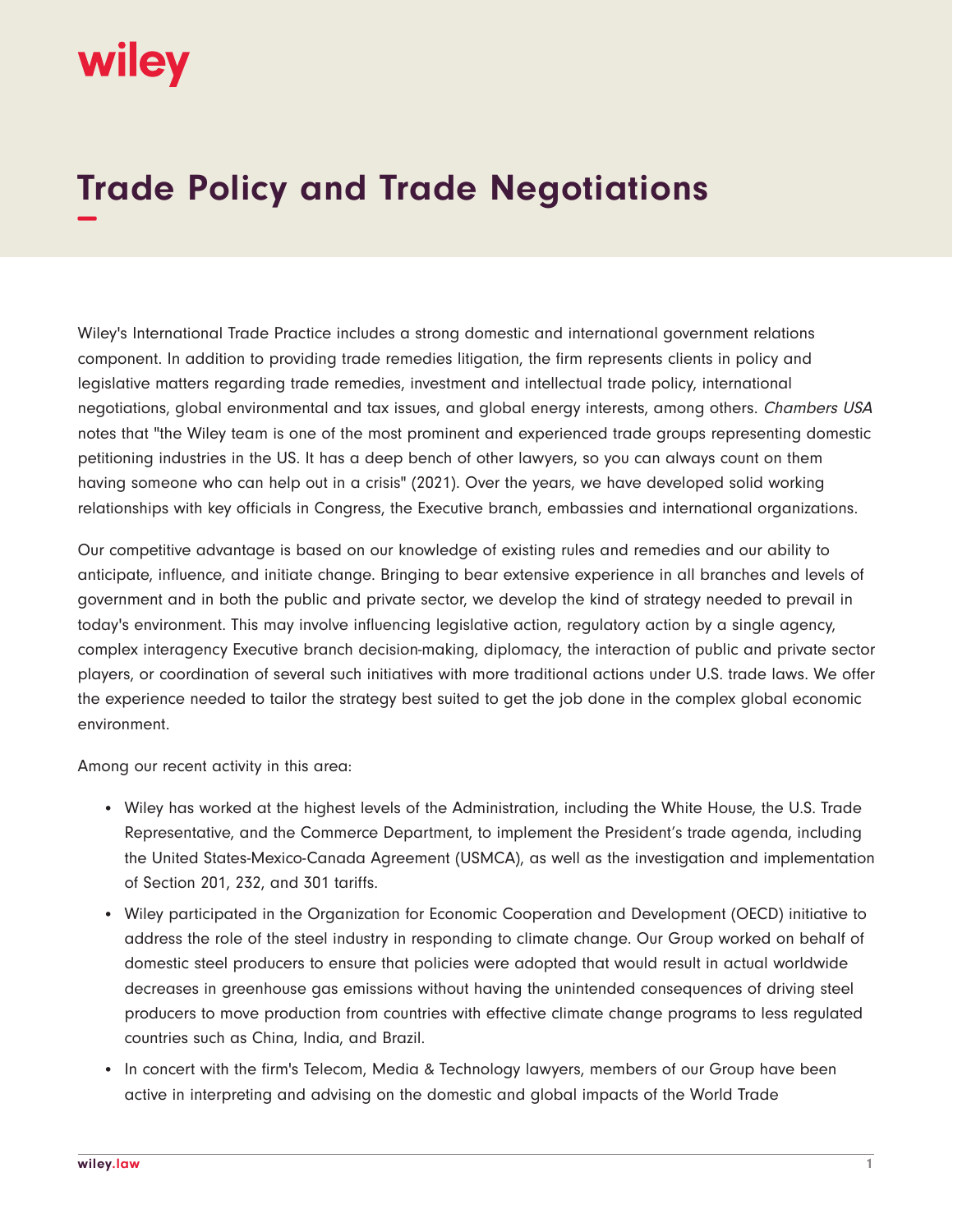# Trade Policy and Trade Negotiations

Wiley's International Trade Practice includes a strong domestic and international government relations component. In addition to providing trade remedies litigation, the firm represents clients in policy and legislative matters regarding trade remedies, investment and intellectual trade policy, international negotiations, global environmental and tax issues, and global energy interests, among others. *Chambers USA* notes that "the Wiley team is one of the most prominent and experienced trade groups representing domestic petitioning industries in the US. It has a deep bench of other lawyers, so you can always count on them having someone who can help out in a crisis" (2021). Over the years, we have developed solid working relationships with key officials in Congress, the Executive branch, embassies and international organizations.

Our competitive advantage is based on our knowledge of existing rules and remedies and our ability to anticipate, influence, and initiate change. Bringing to bear extensive experience in all branches and levels of government and in both the public and private sector, we develop the kind of strategy needed to prevail in today's environment. This may involve influencing legislative action, regulatory action by a single agency, complex interagency Executive branch decision-making, diplomacy, the interaction of public and private sector players, or coordination of several such initiatives with more traditional actions under U.S. trade laws. We offer the experience needed to tailor the strategy best suited to get the job done in the complex global economic environment.

Among our recent activity in this area:

- Wiley has worked at the highest levels of the Administration, including the White House, the U.S. Trade Representative, and the Commerce Department, to implement the President's trade agenda, including the United States-Mexico-Canada Agreement (USMCA), as well as the investigation and implementation of Section 201, 232, and 301 tariffs.
- Wiley participated in the Organization for Economic Cooperation and Development (OECD) initiative to address the role of the steel industry in responding to climate change. Our Group worked on behalf of domestic steel producers to ensure that policies were adopted that would result in actual worldwide decreases in greenhouse gas emissions without having the unintended consequences of driving steel producers to move production from countries with effective climate change programs to less regulated countries such as China, India, and Brazil.
- In concert with the firm's Telecom, Media & Technology lawyers, members of our Group have been active in interpreting and advising on the domestic and global impacts of the World Trade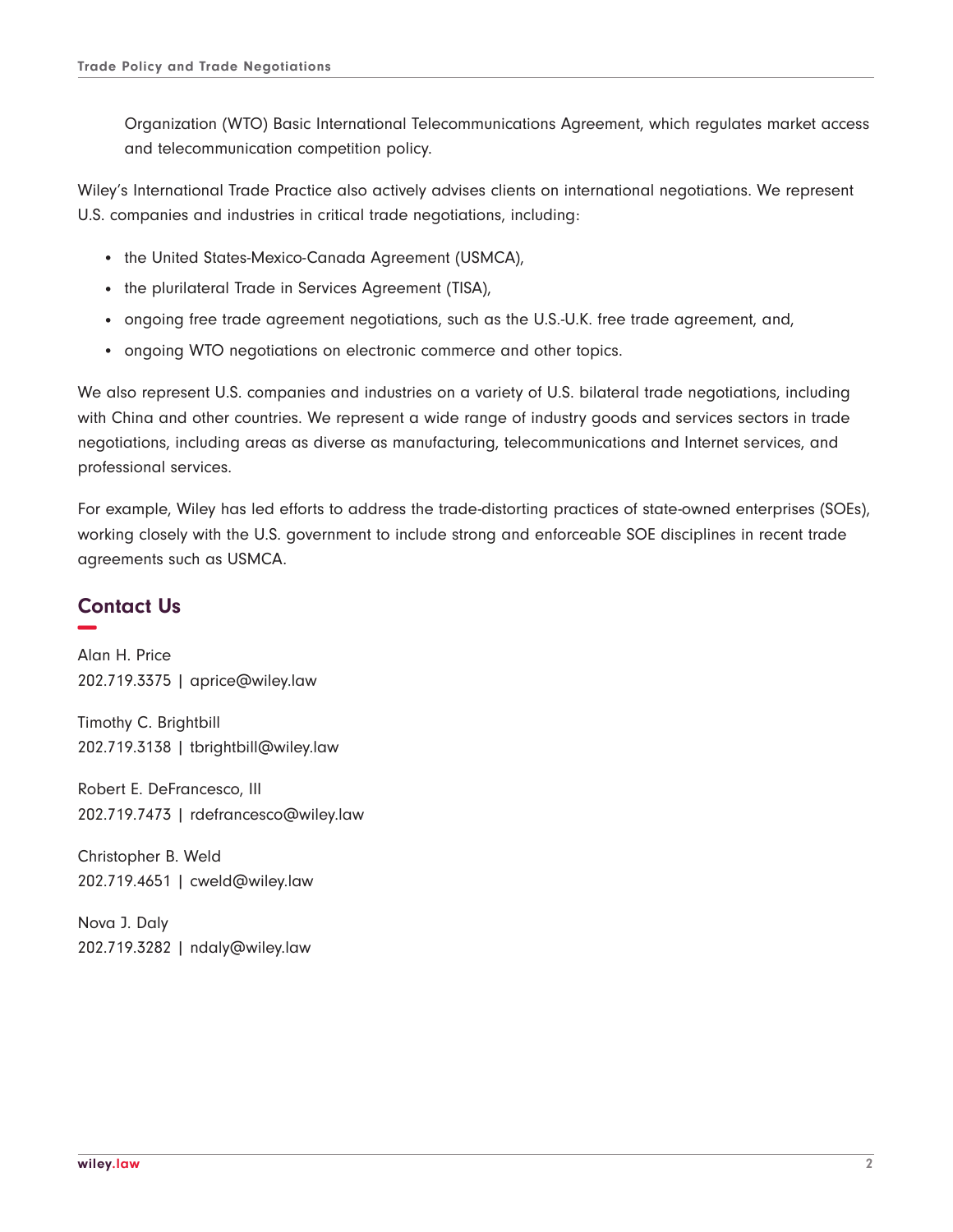Organization (WTO) Basic International Telecommunications Agreement, which regulates market access and telecommunication competition policy.

Wiley's International Trade Practice also actively advises clients on international negotiations. We represent U.S. companies and industries in critical trade negotiations, including:

- the United States-Mexico-Canada Agreement (USMCA),
- the plurilateral Trade in Services Agreement (TISA),
- ongoing free trade agreement negotiations, such as the U.S.-U.K. free trade agreement, and,
- ongoing WTO negotiations on electronic commerce and other topics.

We also represent U.S. companies and industries on a variety of U.S. bilateral trade negotiations, including with China and other countries. We represent a wide range of industry goods and services sectors in trade negotiations, including areas as diverse as manufacturing, telecommunications and Internet services, and professional services.

For example, Wiley has led efforts to address the trade-distorting practices of state-owned enterprises (SOEs), working closely with the U.S. government to include strong and enforceable SOE disciplines in recent trade agreements such as USMCA.

## Contact Us

Alan H. Price
202.719.3375 | aprice@wiley.law

Timothy C. Brightbill
202.719.3138 | tbrightbill@wiley.law

Robert E. DeFrancesco, III
202.719.7473 | rdefrancesco@wiley.law

Christopher B. Weld
202.719.4651 | cweld@wiley.law

Nova J. Daly
202.719.3282 | ndaly@wiley.law